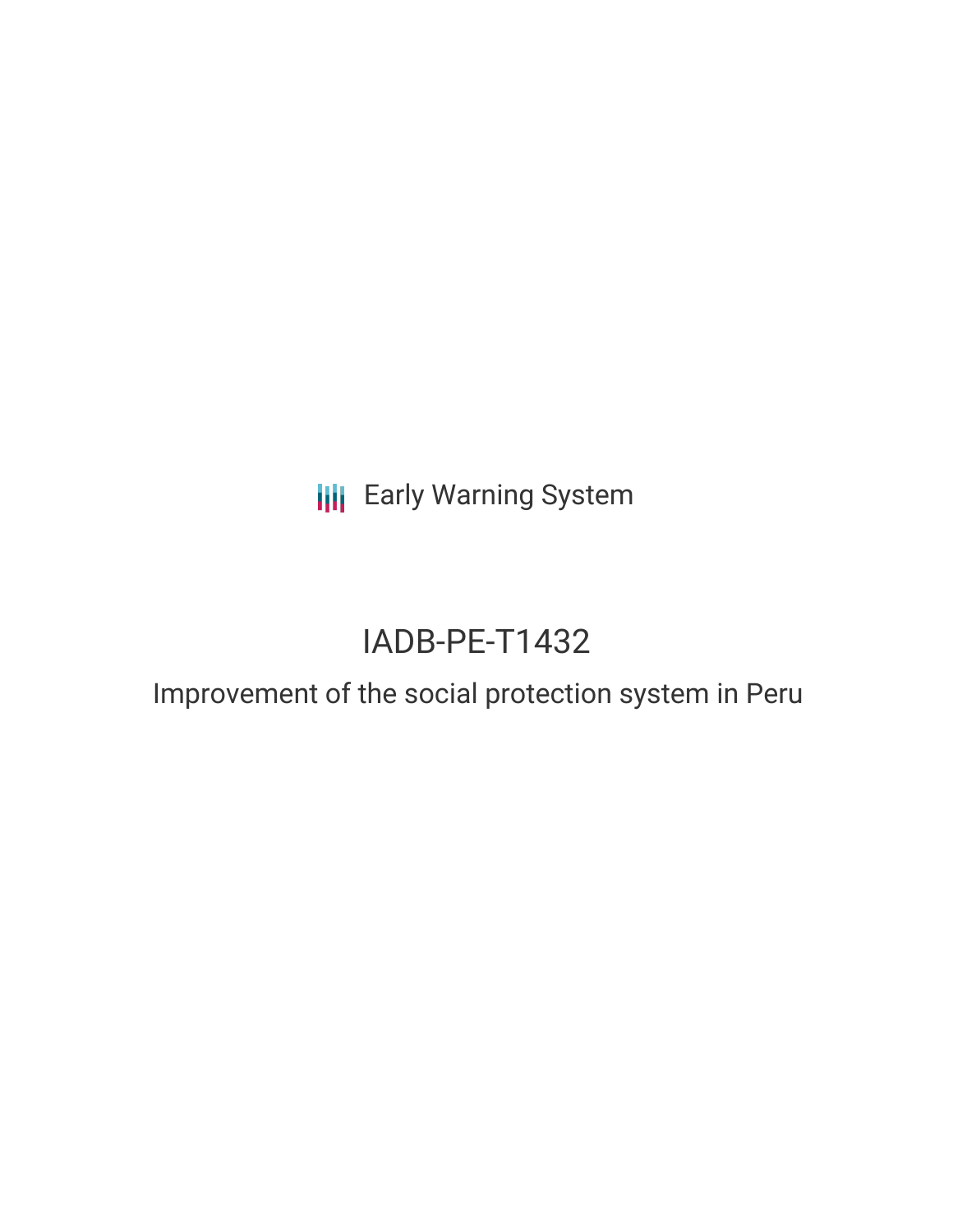Early Warning System

# IADB-PE-T1432

## Improvement of the social protection system in Peru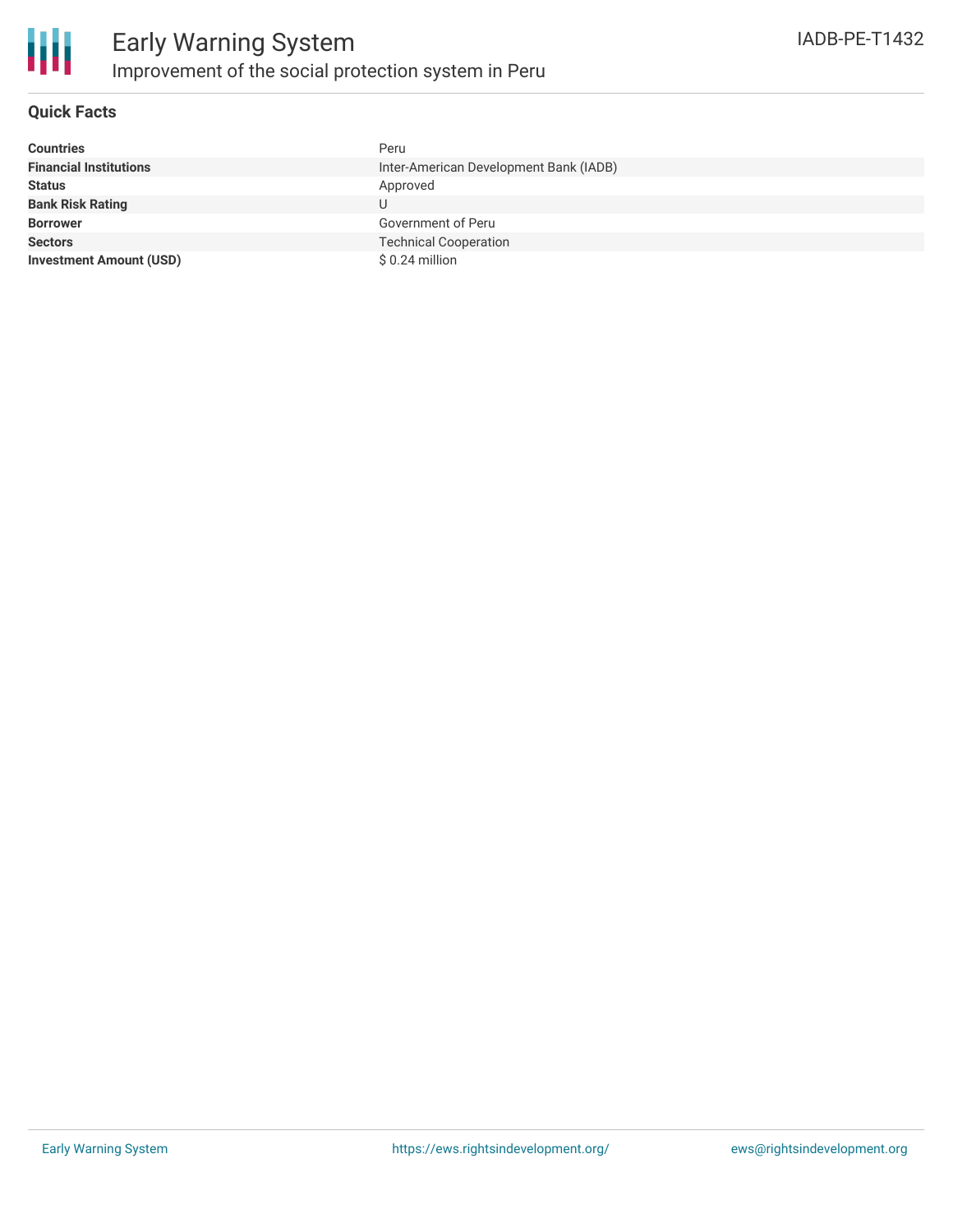# Early Warning System

## Improvement of the social protection system in Peru

IADB-PE-T1432

### Quick Facts

| | |
|---|---|
| **Countries** | Peru |
| **Financial Institutions** | Inter-American Development Bank (IADB) |
| **Status** | Approved |
| **Bank Risk Rating** | U |
| **Borrower** | Government of Peru |
| **Sectors** | Technical Cooperation |
| **Investment Amount (USD)** | $ 0.24 million |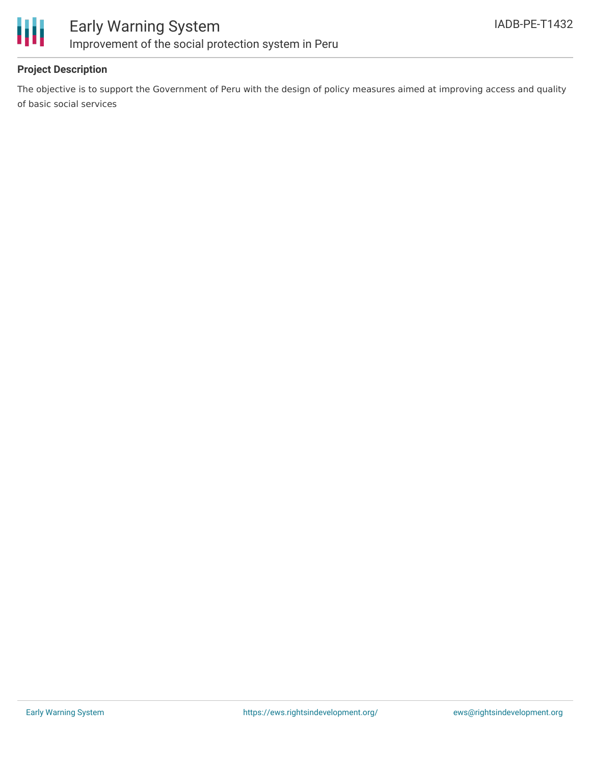## Project Description

The objective is to support the Government of Peru with the design of policy measures aimed at improving access and quality of basic social services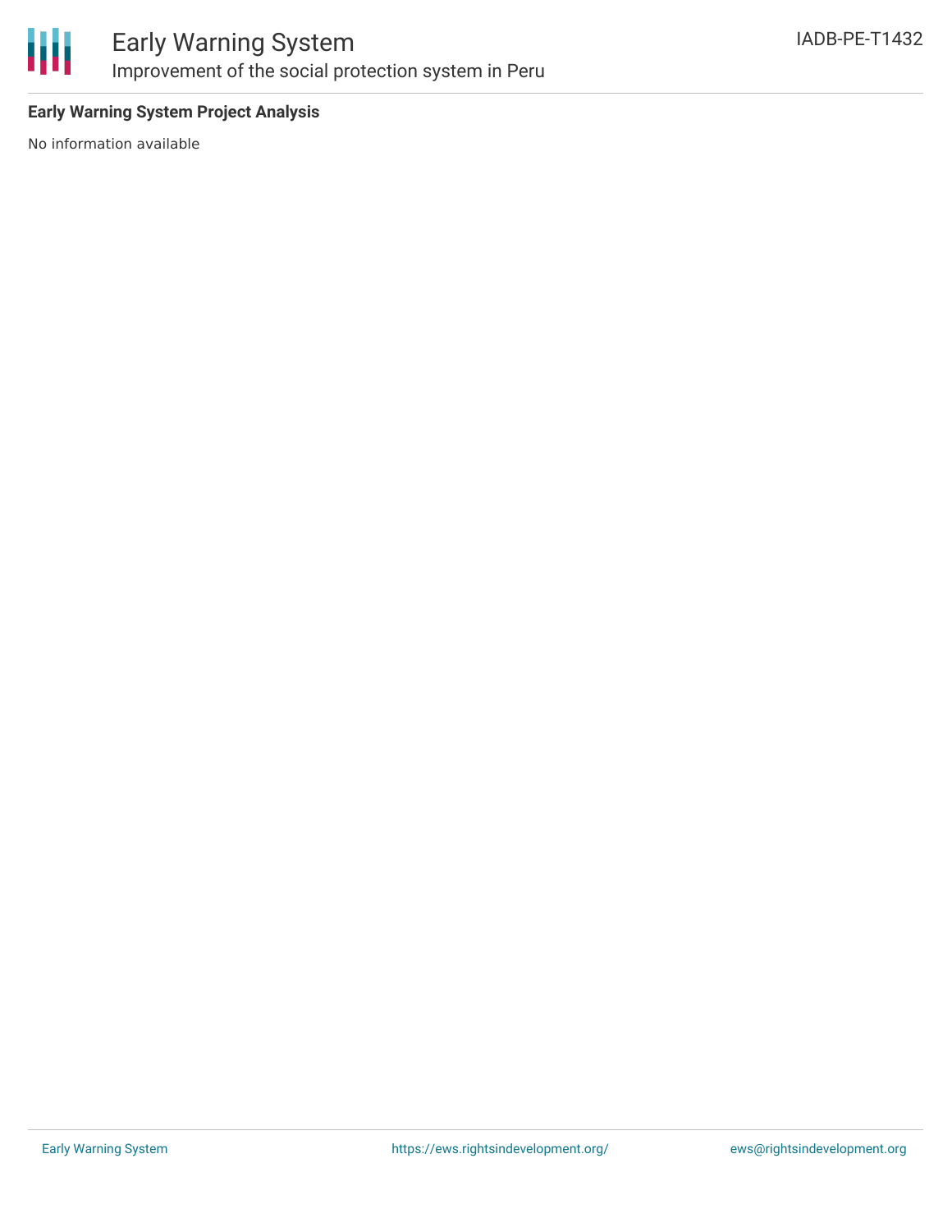**Early Warning System Project Analysis**

No information available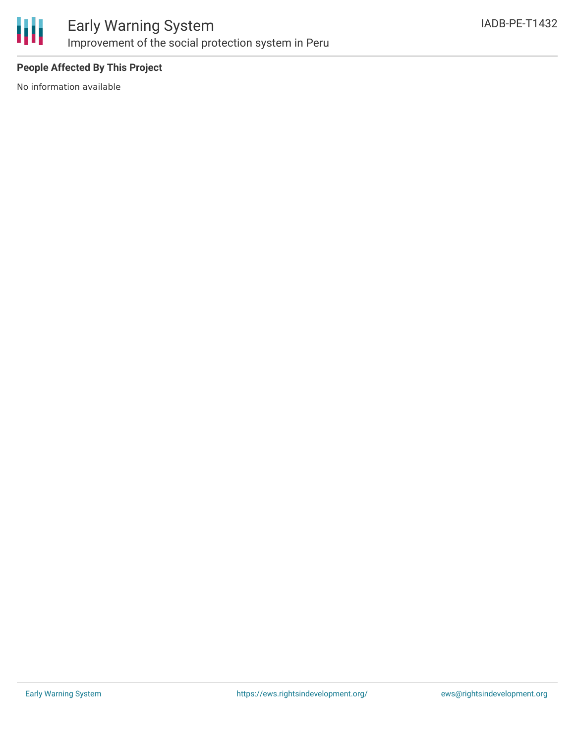**People Affected By This Project**

No information available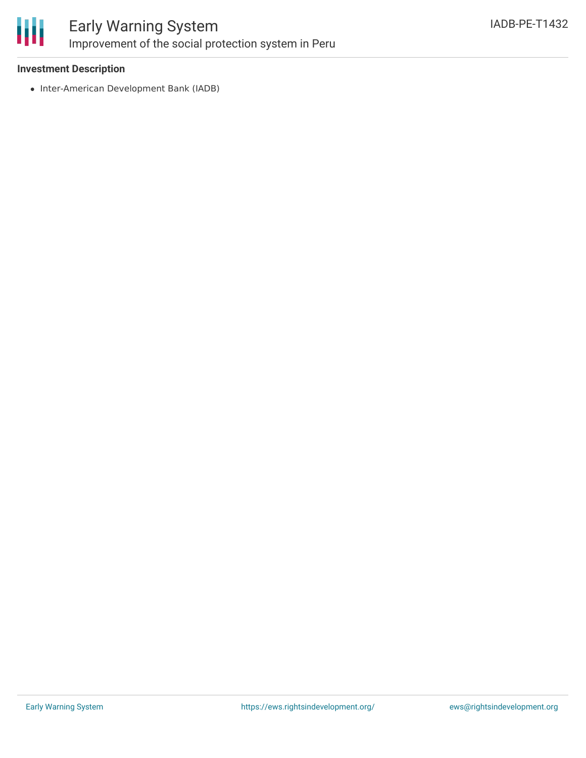**Investment Description**

- Inter-American Development Bank (IADB)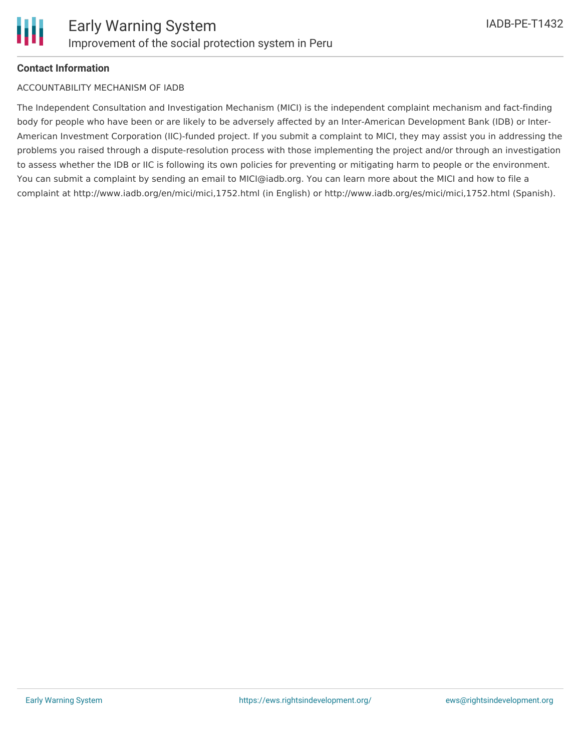**Contact Information**

ACCOUNTABILITY MECHANISM OF IADB

The Independent Consultation and Investigation Mechanism (MICI) is the independent complaint mechanism and fact-finding body for people who have been or are likely to be adversely affected by an Inter-American Development Bank (IDB) or Inter-American Investment Corporation (IIC)-funded project. If you submit a complaint to MICI, they may assist you in addressing the problems you raised through a dispute-resolution process with those implementing the project and/or through an investigation to assess whether the IDB or IIC is following its own policies for preventing or mitigating harm to people or the environment. You can submit a complaint by sending an email to MICI@iadb.org. You can learn more about the MICI and how to file a complaint at http://www.iadb.org/en/mici/mici,1752.html (in English) or http://www.iadb.org/es/mici/mici,1752.html (Spanish).